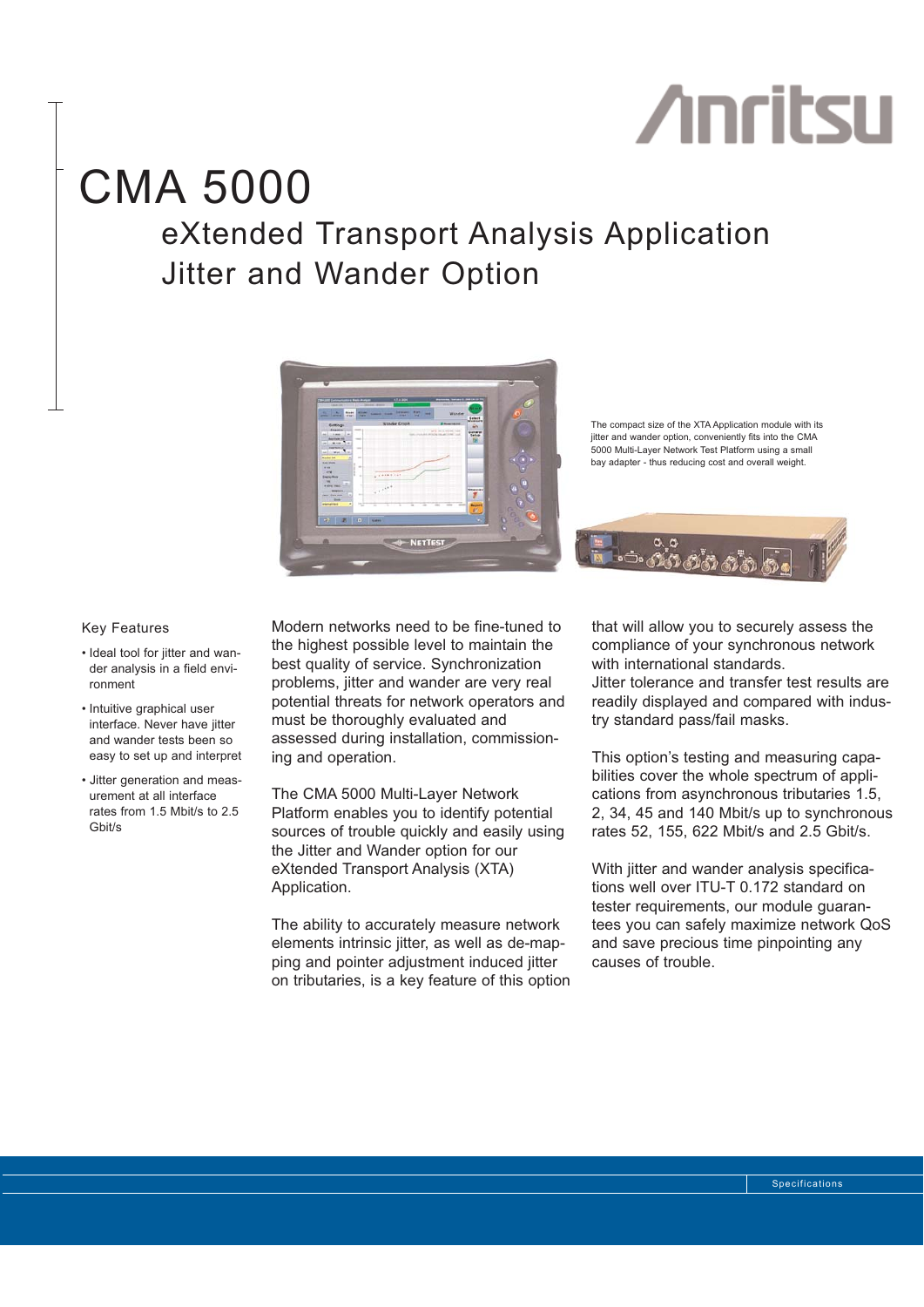Anritsu

# CMA 5000

## eXtended Transport Analysis Application
## Jitter and Wander Option

The compact size of the XTA Application module with its jitter and wander option, conveniently fits into the CMA 5000 Multi-Layer Network Test Platform using a small bay adapter - thus reducing cost and overall weight.

### Key Features

- Ideal tool for jitter and wander analysis in a field environment
- Intuitive graphical user interface. Never have jitter and wander tests been so easy to set up and interpret
- Jitter generation and measurement at all interface rates from 1.5 Mbit/s to 2.5 Gbit/s

Modern networks need to be fine-tuned to the highest possible level to maintain the best quality of service. Synchronization problems, jitter and wander are very real potential threats for network operators and must be thoroughly evaluated and assessed during installation, commissioning and operation.

The CMA 5000 Multi-Layer Network Platform enables you to identify potential sources of trouble quickly and easily using the Jitter and Wander option for our eXtended Transport Analysis (XTA) Application.

The ability to accurately measure network elements intrinsic jitter, as well as de-mapping and pointer adjustment induced jitter on tributaries, is a key feature of this option that will allow you to securely assess the compliance of your synchronous network with international standards.
Jitter tolerance and transfer test results are readily displayed and compared with industry standard pass/fail masks.

This option's testing and measuring capabilities cover the whole spectrum of applications from asynchronous tributaries 1.5, 2, 34, 45 and 140 Mbit/s up to synchronous rates 52, 155, 622 Mbit/s and 2.5 Gbit/s.

With jitter and wander analysis specifications well over ITU-T 0.172 standard on tester requirements, our module guarantees you can safely maximize network QoS and save precious time pinpointing any causes of trouble.

Specifications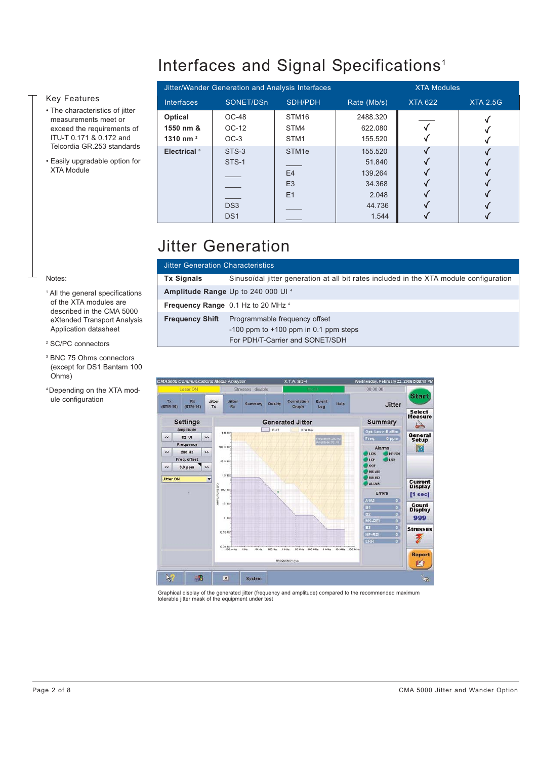# Interfaces and Signal Specifications[1]

## Key Features

- The characteristics of jitter measurements meet or exceed the requirements of ITU-T 0.171 & 0.172 and Telcordia GR.253 standards
- Easily upgradable option for XTA Module

| Jitter/Wander Generation and Analysis Interfaces | | | | XTA Modules | |
|---|---|---|---|---|---|
| Interfaces | SONET/DSn | SDH/PDH | Rate (Mb/s) | XTA 622 | XTA 2.5G |
| **Optical 1550 nm & 1310 nm** [2] | OC-48 | STM16 | 2488.320 | ___ | √ |
| | OC-12 | STM4 | 622.080 | √ | √ |
| | OC-3 | STM1 | 155.520 | √ | √ |
| **Electrical** [3] | STS-3 | STM1e | 155.520 | √ | √ |
| | STS-1 | ___ | 51.840 | √ | √ |
| | ___ | E4 | 139.264 | √ | √ |
| | ___ | E3 | 34.368 | √ | √ |
| | ___ | E1 | 2.048 | √ | √ |
| | DS3 | ___ | 44.736 | √ | √ |
| | DS1 | ___ | 1.544 | √ | √ |

# Jitter Generation

| Jitter Generation Characteristics | |
|---|---|
| **Tx Signals** | Sinusoïdal jitter generation at all bit rates included in the XTA module configuration |
| **Amplitude Range** | Up to 240 000 UI [4] |
| **Frequency Range** | 0.1 Hz to 20 MHz [4] |
| **Frequency Shift** | Programmable frequency offset<br>-100 ppm to +100 ppm in 0.1 ppm steps<br>For PDH/T-Carrier and SONET/SDH |

Graphical display of the generated jitter (frequency and amplitude) compared to the recommended maximum tolerable jitter mask of the equipment under test

Notes:

[1] All the general specifications of the XTA modules are described in the CMA 5000 eXtended Transport Analysis Application datasheet

[2] SC/PC connectors

[3] BNC 75 Ohms connectors (except for DS1 Bantam 100 Ohms)

[4] Depending on the XTA module configuration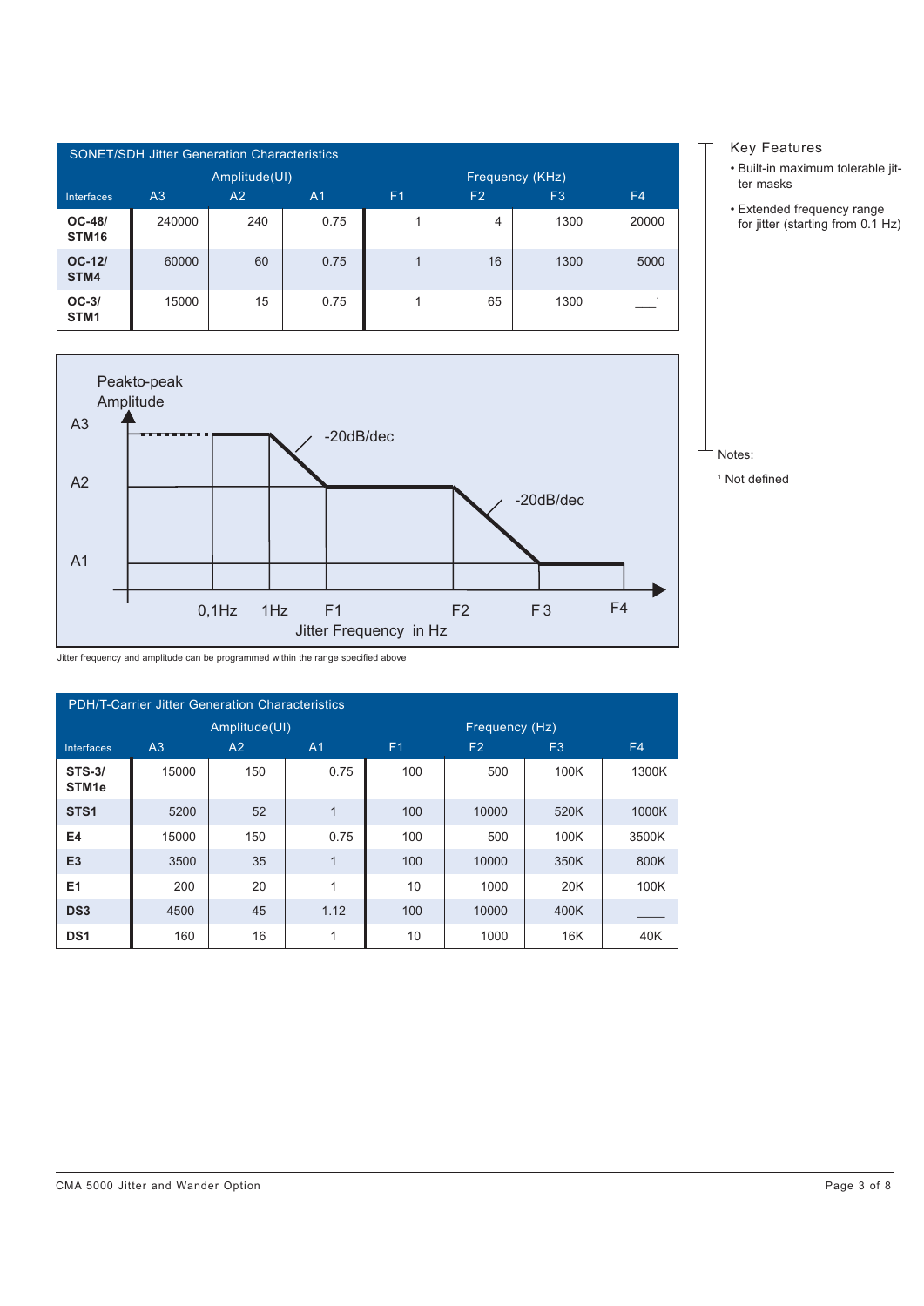## SONET/SDH Jitter Generation Characteristics

| Interfaces | Amplitude(UI) | | | Frequency (KHz) | | | |
|---|---|---|---|---|---|---|---|
| | A3 | A2 | A1 | F1 | F2 | F3 | F4 |
| **OC-48/ STM16** | 240000 | 240 | 0.75 | 1 | 4 | 1300 | 20000 |
| **OC-12/ STM4** | 60000 | 60 | 0.75 | 1 | 16 | 1300 | 5000 |
| **OC-3/ STM1** | 15000 | 15 | 0.75 | 1 | 65 | 1300 | ___[1] |

Peak-to-peak Amplitude

A3

A2

A1

-20dB/dec

-20dB/dec

0,1Hz 1Hz F1 F2 F3 F4

Jitter Frequency in Hz

Jitter frequency and amplitude can be programmed within the range specified above

## PDH/T-Carrier Jitter Generation Characteristics

| Interfaces | Amplitude(UI) | | | Frequency (Hz) | | | |
|---|---|---|---|---|---|---|---|
| | A3 | A2 | A1 | F1 | F2 | F3 | F4 |
| **STS-3/ STM1e** | 15000 | 150 | 0.75 | 100 | 500 | 100K | 1300K |
| **STS1** | 5200 | 52 | 1 | 100 | 10000 | 520K | 1000K |
| **E4** | 15000 | 150 | 0.75 | 100 | 500 | 100K | 3500K |
| **E3** | 3500 | 35 | 1 | 100 | 10000 | 350K | 800K |
| **E1** | 200 | 20 | 1 | 10 | 1000 | 20K | 100K |
| **DS3** | 4500 | 45 | 1.12 | 100 | 10000 | 400K | ____ |
| **DS1** | 160 | 16 | 1 | 10 | 1000 | 16K | 40K |

### Key Features

- Built-in maximum tolerable jitter masks
- Extended frequency range for jitter (starting from 0.1 Hz)

Notes:

[1] Not defined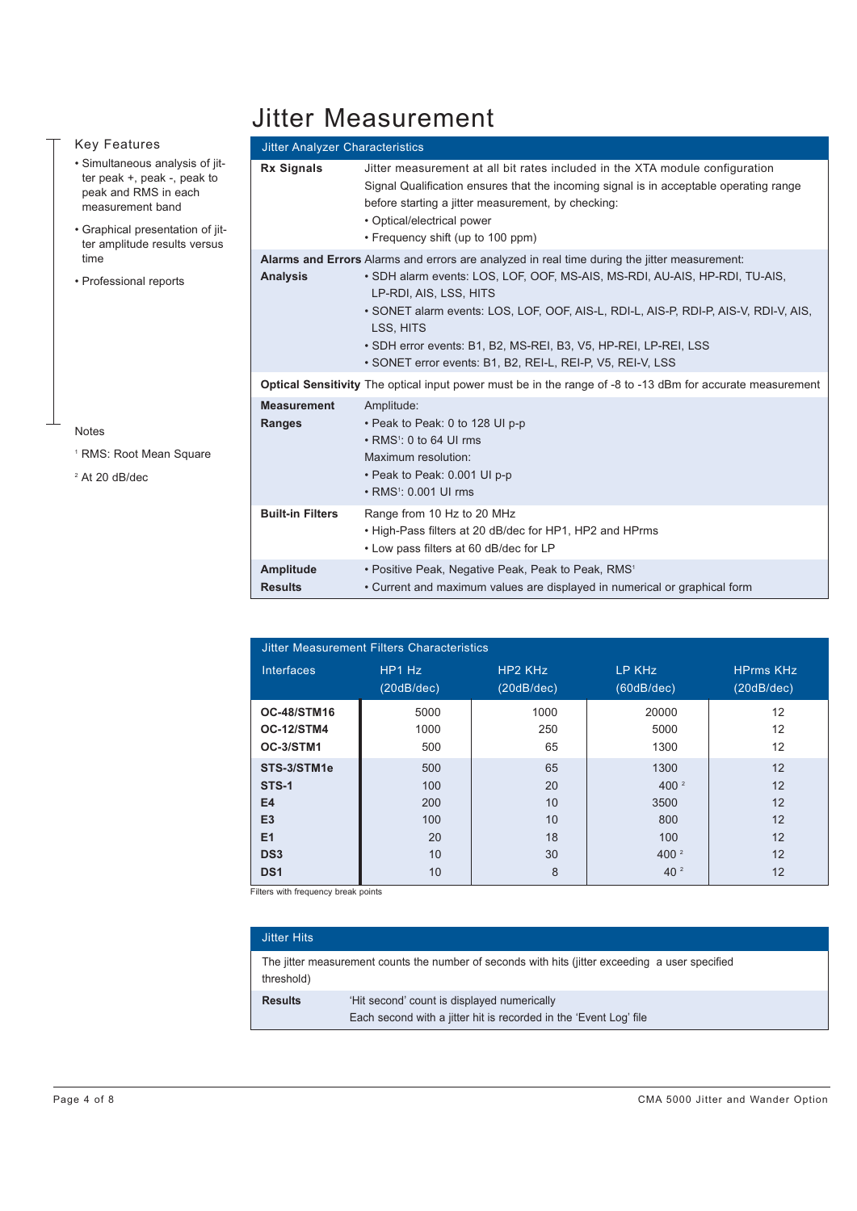# Jitter Measurement

## Key Features

- Simultaneous analysis of jitter peak +, peak -, peak to peak and RMS in each measurement band
- Graphical presentation of jitter amplitude results versus time
- Professional reports

| Jitter Analyzer Characteristics | |
|---|---|
| **Rx Signals** | Jitter measurement at all bit rates included in the XTA module configuration<br>Signal Qualification ensures that the incoming signal is in acceptable operating range before starting a jitter measurement, by checking:<br>• Optical/electrical power<br>• Frequency shift (up to 100 ppm) |
| **Alarms and Errors Analysis** | Alarms and errors are analyzed in real time during the jitter measurement:<br>• SDH alarm events: LOS, LOF, OOF, MS-AIS, MS-RDI, AU-AIS, HP-RDI, TU-AIS, LP-RDI, AIS, LSS, HITS<br>• SONET alarm events: LOS, LOF, OOF, AIS-L, RDI-L, AIS-P, RDI-P, AIS-V, RDI-V, AIS, LSS, HITS<br>• SDH error events: B1, B2, MS-REI, B3, V5, HP-REI, LP-REI, LSS<br>• SONET error events: B1, B2, REI-L, REI-P, V5, REI-V, LSS |
| **Optical Sensitivity** | The optical input power must be in the range of -8 to -13 dBm for accurate measurement |
| **Measurement Ranges** | Amplitude:<br>• Peak to Peak: 0 to 128 UI p-p<br>• RMS[1]: 0 to 64 UI rms<br>Maximum resolution:<br>• Peak to Peak: 0.001 UI p-p<br>• RMS[1]: 0.001 UI rms |
| **Built-in Filters** | Range from 10 Hz to 20 MHz<br>• High-Pass filters at 20 dB/dec for HP1, HP2 and HPrms<br>• Low pass filters at 60 dB/dec for LP |
| **Amplitude Results** | • Positive Peak, Negative Peak, Peak to Peak, RMS[1]<br>• Current and maximum values are displayed in numerical or graphical form |

Notes

[1] RMS: Root Mean Square

[2] At 20 dB/dec

| Jitter Measurement Filters Characteristics | | | | |
|---|---|---|---|---|
| **Interfaces** | **HP1 Hz (20dB/dec)** | **HP2 KHz (20dB/dec)** | **LP KHz (60dB/dec)** | **HPrms KHz (20dB/dec)** |
| **OC-48/STM16** | 5000 | 1000 | 20000 | 12 |
| **OC-12/STM4** | 1000 | 250 | 5000 | 12 |
| **OC-3/STM1** | 500 | 65 | 1300 | 12 |
| **STS-3/STM1e** | 500 | 65 | 1300 | 12 |
| **STS-1** | 100 | 20 | 400 [2] | 12 |
| **E4** | 200 | 10 | 3500 | 12 |
| **E3** | 100 | 10 | 800 | 12 |
| **E1** | 20 | 18 | 100 | 12 |
| **DS3** | 10 | 30 | 400 [2] | 12 |
| **DS1** | 10 | 8 | 40 [2] | 12 |

Filters with frequency break points

| Jitter Hits | |
|---|---|
| The jitter measurement counts the number of seconds with hits (jitter exceeding a user specified threshold) | |
| **Results** | 'Hit second' count is displayed numerically<br>Each second with a jitter hit is recorded in the 'Event Log' file |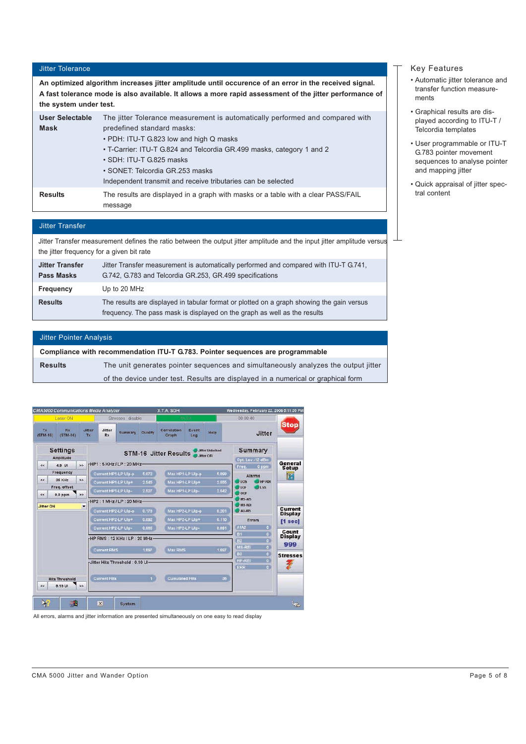## Jitter Tolerance

**An optimized algorithm increases jitter amplitude until occurence of an error in the received signal. A fast tolerance mode is also available. It allows a more rapid assessment of the jitter performance of the system under test.**

| | |
|---|---|
| **User Selectable Mask** | The jitter Tolerance measurement is automatically performed and compared with predefined standard masks:<br>• PDH: ITU-T G.823 low and high Q masks<br>• T-Carrier: ITU-T G.824 and Telcordia GR.499 masks, category 1 and 2<br>• SDH: ITU-T G.825 masks<br>• SONET: Telcordia GR.253 masks<br>Independent transmit and receive tributaries can be selected |
| **Results** | The results are displayed in a graph with masks or a table with a clear PASS/FAIL message |

## Jitter Transfer

Jitter Transfer measurement defines the ratio between the output jitter amplitude and the input jitter amplitude versus the jitter frequency for a given bit rate

| | |
|---|---|
| **Jitter Transfer Pass Masks** | Jitter Transfer measurement is automatically performed and compared with ITU-T G.741, G.742, G.783 and Telcordia GR.253, GR.499 specifications |
| **Frequency** | Up to 20 MHz |
| **Results** | The results are displayed in tabular format or plotted on a graph showing the gain versus frequency. The pass mask is displayed on the graph as well as the results |

## Jitter Pointer Analysis

**Compliance with recommendation ITU-T G.783. Pointer sequences are programmable**

| | |
|---|---|
| **Results** | The unit generates pointer sequences and simultaneously analyzes the output jitter of the device under test. Results are displayed in a numerical or graphical form |

## Key Features

- Automatic jitter tolerance and transfer function measurements
- Graphical results are displayed according to ITU-T / Telcordia templates
- User programmable or ITU-T G.783 pointer movement sequences to analyse pointer and mapping jitter
- Quick appraisal of jitter spectral content

All errors, alarms and jitter information are presented simultaneously on one easy to read display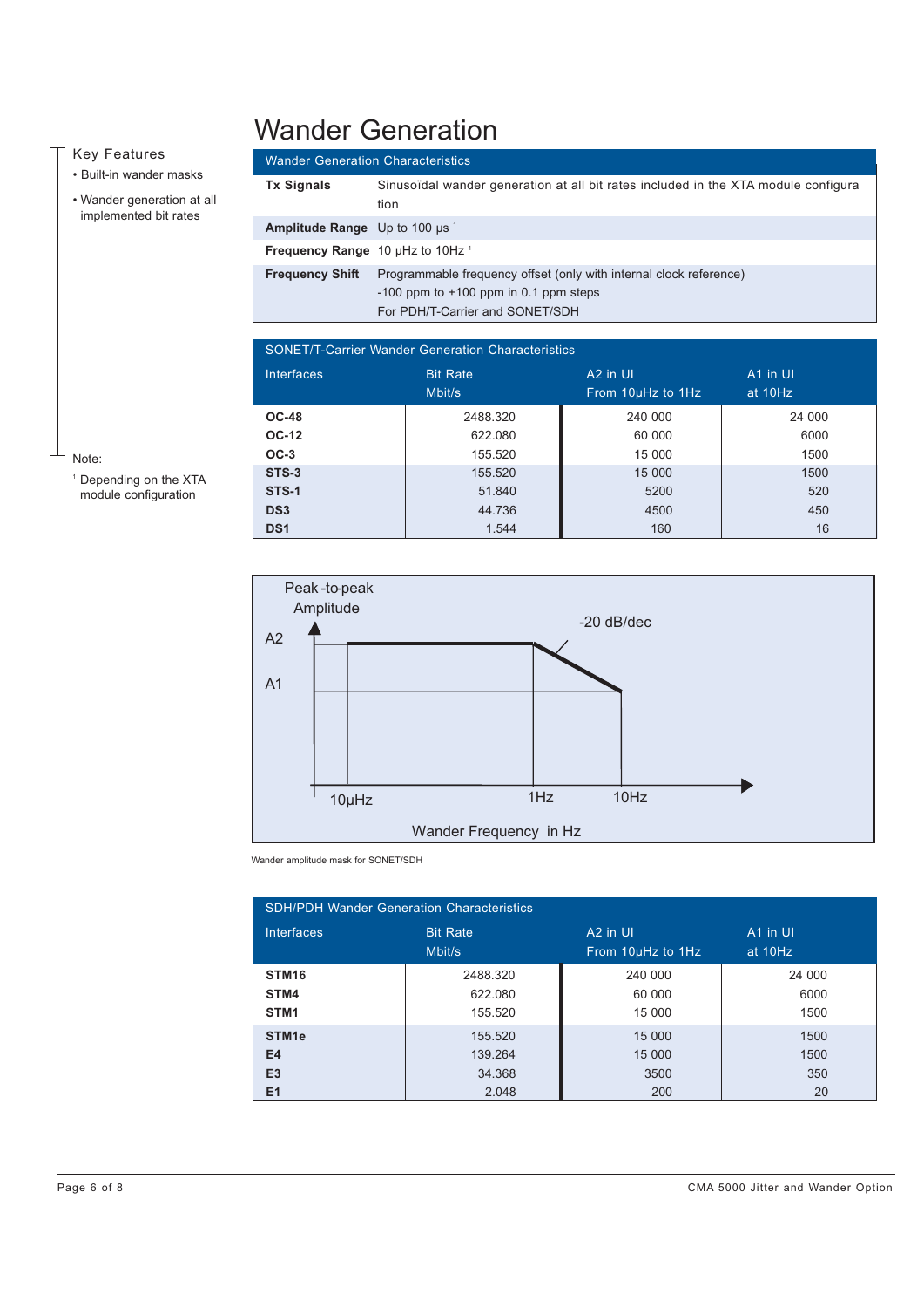# Wander Generation

Key Features

- Built-in wander masks
- Wander generation at all implemented bit rates

Note:

[1] Depending on the XTA module configuration

| Wander Generation Characteristics | |
|---|---|
| **Tx Signals** | Sinusoïdal wander generation at all bit rates included in the XTA module configuration |
| **Amplitude Range** | Up to 100 µs [1] |
| **Frequency Range** | 10 µHz to 10Hz [1] |
| **Frequency Shift** | Programmable frequency offset (only with internal clock reference)<br>-100 ppm to +100 ppm in 0.1 ppm steps<br>For PDH/T-Carrier and SONET/SDH |

SONET/T-Carrier Wander Generation Characteristics

| Interfaces | Bit Rate Mbit/s | A2 in UI From 10µHz to 1Hz | A1 in UI at 10Hz |
|---|---|---|---|
| **OC-48** | 2488.320 | 240 000 | 24 000 |
| **OC-12** | 622.080 | 60 000 | 6000 |
| **OC-3** | 155.520 | 15 000 | 1500 |
| **STS-3** | 155.520 | 15 000 | 1500 |
| **STS-1** | 51.840 | 5200 | 520 |
| **DS3** | 44.736 | 4500 | 450 |
| **DS1** | 1.544 | 160 | 16 |

Peak-to-peak Amplitude

A2

A1

-20 dB/dec

10µHz

1Hz

10Hz

Wander Frequency in Hz

Wander amplitude mask for SONET/SDH

SDH/PDH Wander Generation Characteristics

| Interfaces | Bit Rate Mbit/s | A2 in UI From 10µHz to 1Hz | A1 in UI at 10Hz |
|---|---|---|---|
| **STM16** | 2488.320 | 240 000 | 24 000 |
| **STM4** | 622.080 | 60 000 | 6000 |
| **STM1** | 155.520 | 15 000 | 1500 |
| **STM1e** | 155.520 | 15 000 | 1500 |
| **E4** | 139.264 | 15 000 | 1500 |
| **E3** | 34.368 | 3500 | 350 |
| **E1** | 2.048 | 200 | 20 |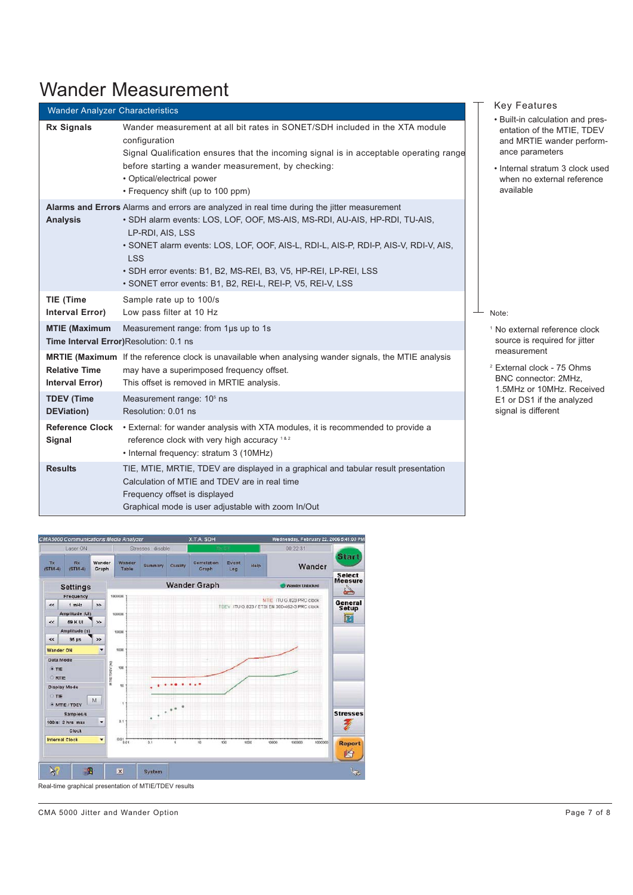# Wander Measurement

| Wander Analyzer Characteristics | |
|---|---|
| **Rx Signals** | Wander measurement at all bit rates in SONET/SDH included in the XTA module configuration<br>Signal Qualification ensures that the incoming signal is in acceptable operating range before starting a wander measurement, by checking:<br>• Optical/electrical power<br>• Frequency shift (up to 100 ppm) |
| **Alarms and Errors Analysis** | Alarms and errors are analyzed in real time during the jitter measurement<br>• SDH alarm events: LOS, LOF, OOF, MS-AIS, MS-RDI, AU-AIS, HP-RDI, TU-AIS, LP-RDI, AIS, LSS<br>• SONET alarm events: LOS, LOF, OOF, AIS-L, RDI-L, AIS-P, RDI-P, AIS-V, RDI-V, AIS, LSS<br>• SDH error events: B1, B2, MS-REI, B3, V5, HP-REI, LP-REI, LSS<br>• SONET error events: B1, B2, REI-L, REI-P, V5, REI-V, LSS |
| **TIE (Time Interval Error)** | Sample rate up to 100/s<br>Low pass filter at 10 Hz |
| **MTIE (Maximum Time Interval Error)** | Measurement range: from 1µs up to 1s<br>Resolution: 0.1 ns |
| **MRTIE (Maximum Relative Time Interval Error)** | If the reference clock is unavailable when analysing wander signals, the MTIE analysis may have a superimposed frequency offset.<br>This offset is removed in MRTIE analysis. |
| **TDEV (Time DEViation)** | Measurement range: $10^5$ ns<br>Resolution: 0.01 ns |
| **Reference Clock Signal** | • External: for wander analysis with XTA modules, it is recommended to provide a reference clock with very high accuracy [1 & 2]<br>• Internal frequency: stratum 3 (10MHz) |
| **Results** | TIE, MTIE, MRTIE, TDEV are displayed in a graphical and tabular result presentation<br>Calculation of MTIE and TDEV are in real time<br>Frequency offset is displayed<br>Graphical mode is user adjustable with zoom In/Out |

Key Features

- Built-in calculation and presentation of the MTIE, TDEV and MRTIE wander performance parameters
- Internal stratum 3 clock used when no external reference available

Note:

[1] No external reference clock source is required for jitter measurement

[2] External clock - 75 Ohms BNC connector: 2MHz, 1.5MHz or 10MHz. Received E1 or DS1 if the analyzed signal is different

Real-time graphical presentation of MTIE/TDEV results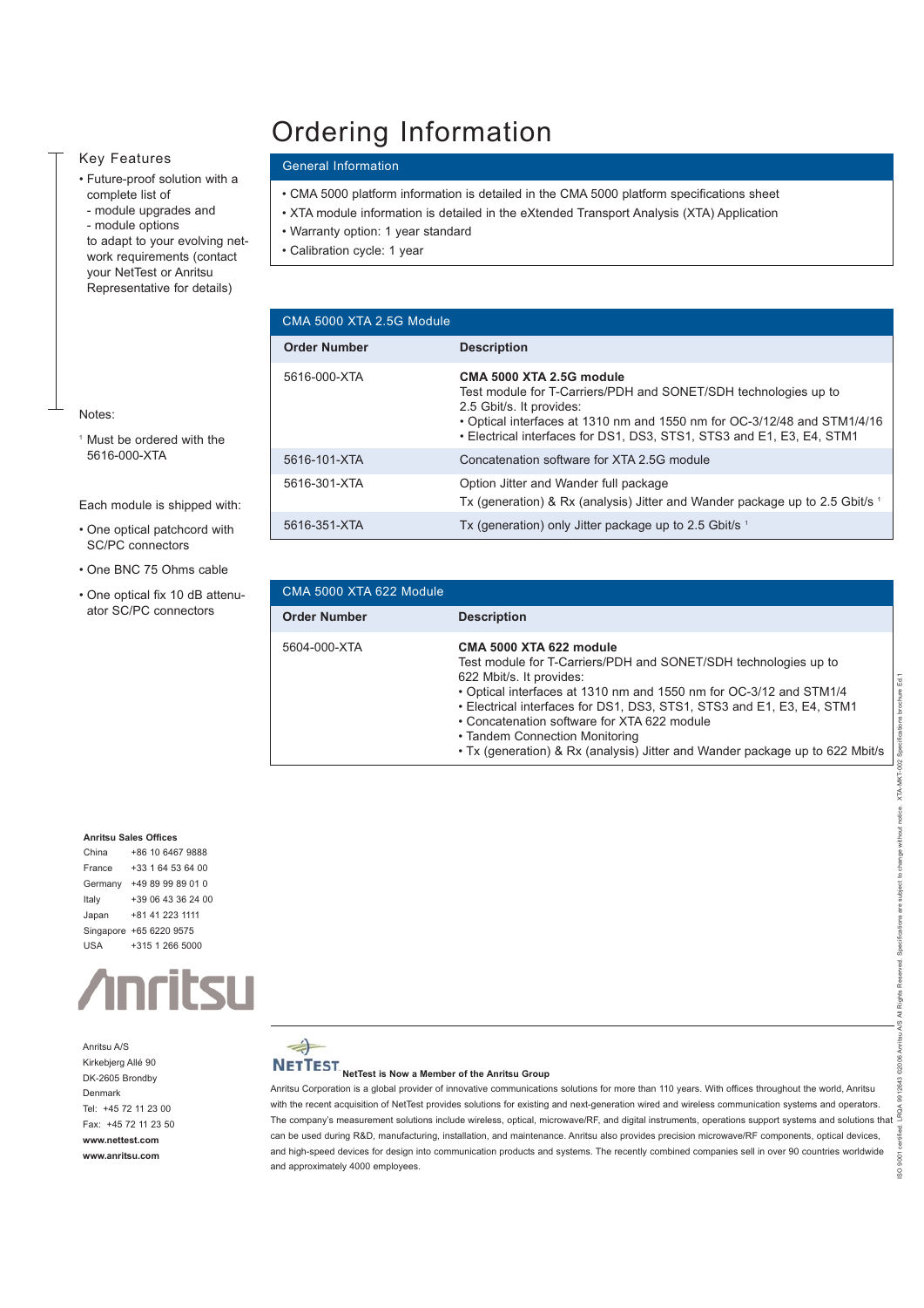# Ordering Information

## Key Features

- Future-proof solution with a complete list of
  - module upgrades and
  - module options

  to adapt to your evolving network requirements (contact your NetTest or Anritsu Representative for details)

Notes:

[1] Must be ordered with the 5616-000-XTA

Each module is shipped with:

- One optical patchcord with SC/PC connectors
- One BNC 75 Ohms cable
- One optical fix 10 dB attenuator SC/PC connectors

### General Information

- CMA 5000 platform information is detailed in the CMA 5000 platform specifications sheet
- XTA module information is detailed in the eXtended Transport Analysis (XTA) Application
- Warranty option: 1 year standard
- Calibration cycle: 1 year

### CMA 5000 XTA 2.5G Module

| Order Number | Description |
|---|---|
| 5616-000-XTA | **CMA 5000 XTA 2.5G module**<br>Test module for T-Carriers/PDH and SONET/SDH technologies up to 2.5 Gbit/s. It provides:<br>• Optical interfaces at 1310 nm and 1550 nm for OC-3/12/48 and STM1/4/16<br>• Electrical interfaces for DS1, DS3, STS1, STS3 and E1, E3, E4, STM1 |
| 5616-101-XTA | Concatenation software for XTA 2.5G module |
| 5616-301-XTA | Option Jitter and Wander full package<br>Tx (generation) & Rx (analysis) Jitter and Wander package up to 2.5 Gbit/s [1] |
| 5616-351-XTA | Tx (generation) only Jitter package up to 2.5 Gbit/s [1] |

### CMA 5000 XTA 622 Module

| Order Number | Description |
|---|---|
| 5604-000-XTA | **CMA 5000 XTA 622 module**<br>Test module for T-Carriers/PDH and SONET/SDH technologies up to 622 Mbit/s. It provides:<br>• Optical interfaces at 1310 nm and 1550 nm for OC-3/12 and STM1/4<br>• Electrical interfaces for DS1, DS3, STS1, STS3 and E1, E3, E4, STM1<br>• Concatenation software for XTA 622 module<br>• Tandem Connection Monitoring<br>• Tx (generation) & Rx (analysis) Jitter and Wander package up to 622 Mbit/s |

**Anritsu Sales Offices**

| | |
|---|---|
| China | +86 10 6467 9888 |
| France | +33 1 64 53 64 00 |
| Germany | +49 89 99 89 01 0 |
| Italy | +39 06 43 36 24 00 |
| Japan | +81 41 223 1111 |
| Singapore | +65 6220 9575 |
| USA | +315 1 266 5000 |

Anritsu

Anritsu A/S
Kirkebjerg Allé 90
DK-2605 Brondby
Denmark
Tel: +45 72 11 23 00
Fax: +45 72 11 23 50
**www.nettest.com**
**www.anritsu.com**

NETTEST **NetTest is Now a Member of the Anritsu Group**

Anritsu Corporation is a global provider of innovative communications solutions for more than 110 years. With offices throughout the world, Anritsu with the recent acquisition of NetTest provides solutions for existing and next-generation wired and wireless communication systems and operators. The company's measurement solutions include wireless, optical, microwave/RF, and digital instruments, operations support systems and solutions that can be used during R&D, manufacturing, installation, and maintenance. Anritsu also provides precision microwave/RF components, optical devices, and high-speed devices for design into communication products and systems. The recently combined companies sell in over 90 countries worldwide and approximately 4000 employees.

ISO 9001 certified, LRQA 9912643 ©2006 Anritsu A/S. All Rights Reserved. Specifications are subject to change without notice. XTA-MKT-002 Specifications brochure Ed.1